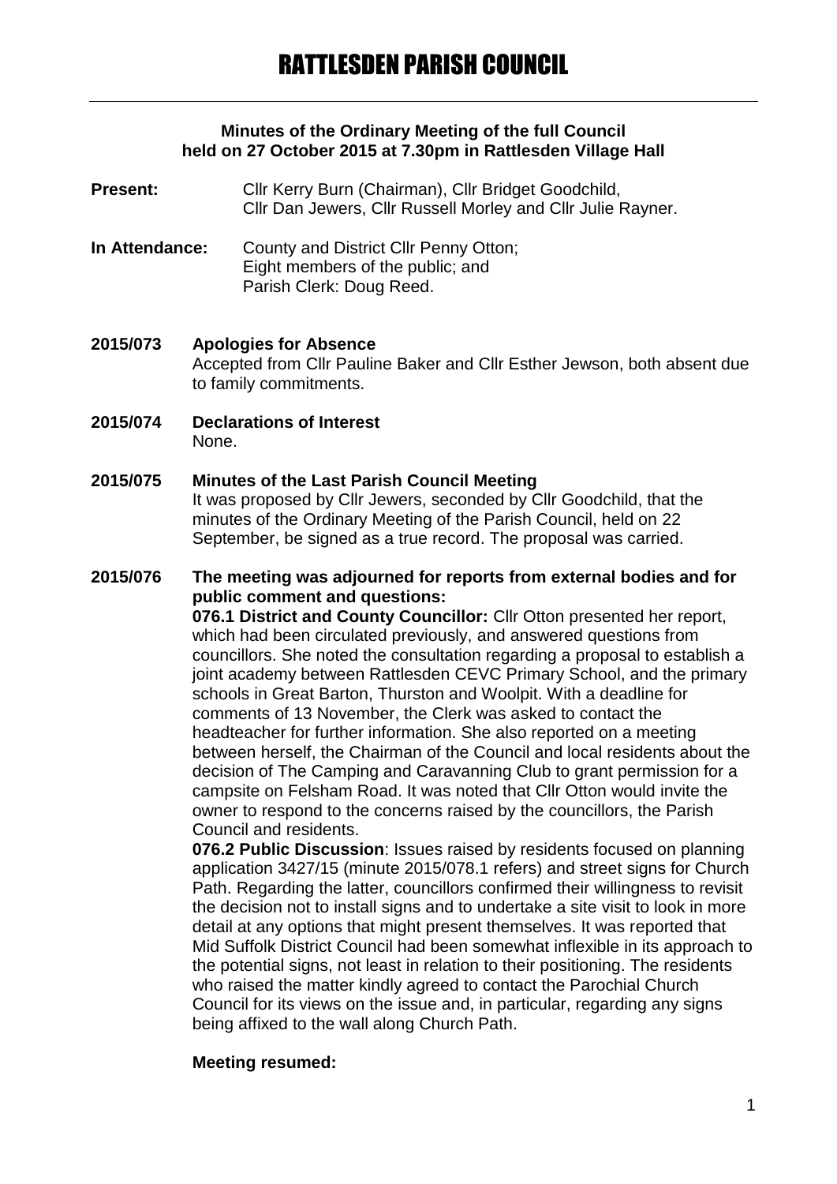# RATTLESDEN PARISH COUNCIL

**Minutes of the Ordinary Meeting of the full Council held on 27 October 2015 at 7.30pm in Rattlesden Village Hall**

**Present:** Cllr Kerry Burn (Chairman), Cllr Bridget Goodchild, Cllr Dan Jewers, Cllr Russell Morley and Cllr Julie Rayner.

**In Attendance:** County and District Cllr Penny Otton; Eight members of the public; and Parish Clerk: Doug Reed.

**2015/073 Apologies for Absence**

Accepted from Cllr Pauline Baker and Cllr Esther Jewson, both absent due to family commitments.

**2015/074 Declarations of Interest**

None.

**2015/075 Minutes of the Last Parish Council Meeting**

It was proposed by Cllr Jewers, seconded by Cllr Goodchild, that the minutes of the Ordinary Meeting of the Parish Council, held on 22 September, be signed as a true record. The proposal was carried.

**2015/076 The meeting was adjourned for reports from external bodies and for public comment and questions:**

**076.1 District and County Councillor:** Cllr Otton presented her report, which had been circulated previously, and answered questions from councillors. She noted the consultation regarding a proposal to establish a joint academy between Rattlesden CEVC Primary School, and the primary schools in Great Barton, Thurston and Woolpit. With a deadline for comments of 13 November, the Clerk was asked to contact the headteacher for further information. She also reported on a meeting between herself, the Chairman of the Council and local residents about the decision of The Camping and Caravanning Club to grant permission for a campsite on Felsham Road. It was noted that Cllr Otton would invite the owner to respond to the concerns raised by the councillors, the Parish Council and residents.

**076.2 Public Discussion**: Issues raised by residents focused on planning application 3427/15 (minute 2015/078.1 refers) and street signs for Church Path. Regarding the latter, councillors confirmed their willingness to revisit the decision not to install signs and to undertake a site visit to look in more detail at any options that might present themselves. It was reported that Mid Suffolk District Council had been somewhat inflexible in its approach to the potential signs, not least in relation to their positioning. The residents who raised the matter kindly agreed to contact the Parochial Church Council for its views on the issue and, in particular, regarding any signs being affixed to the wall along Church Path.

**Meeting resumed:**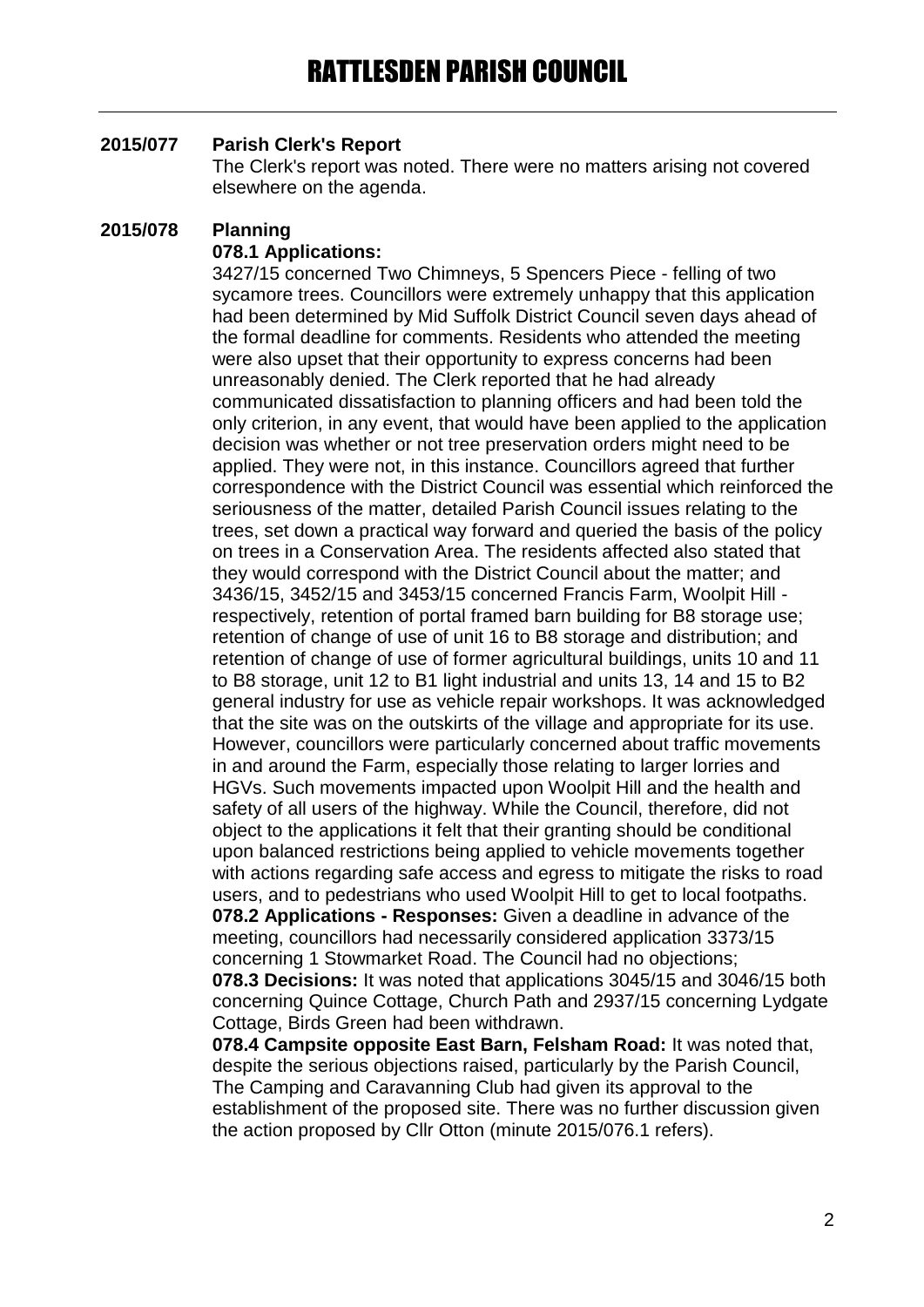# RATTLESDEN PARISH COUNCIL

**2015/077 Parish Clerk's Report**

The Clerk's report was noted. There were no matters arising not covered elsewhere on the agenda.

**2015/078 Planning**

**078.1 Applications:**

3427/15 concerned Two Chimneys, 5 Spencers Piece - felling of two sycamore trees. Councillors were extremely unhappy that this application had been determined by Mid Suffolk District Council seven days ahead of the formal deadline for comments. Residents who attended the meeting were also upset that their opportunity to express concerns had been unreasonably denied. The Clerk reported that he had already communicated dissatisfaction to planning officers and had been told the only criterion, in any event, that would have been applied to the application decision was whether or not tree preservation orders might need to be applied. They were not, in this instance. Councillors agreed that further correspondence with the District Council was essential which reinforced the seriousness of the matter, detailed Parish Council issues relating to the trees, set down a practical way forward and queried the basis of the policy on trees in a Conservation Area. The residents affected also stated that they would correspond with the District Council about the matter; and 3436/15, 3452/15 and 3453/15 concerned Francis Farm, Woolpit Hill - respectively, retention of portal framed barn building for B8 storage use; retention of change of use of unit 16 to B8 storage and distribution; and retention of change of use of former agricultural buildings, units 10 and 11 to B8 storage, unit 12 to B1 light industrial and units 13, 14 and 15 to B2 general industry for use as vehicle repair workshops. It was acknowledged that the site was on the outskirts of the village and appropriate for its use. However, councillors were particularly concerned about traffic movements in and around the Farm, especially those relating to larger lorries and HGVs. Such movements impacted upon Woolpit Hill and the health and safety of all users of the highway. While the Council, therefore, did not object to the applications it felt that their granting should be conditional upon balanced restrictions being applied to vehicle movements together with actions regarding safe access and egress to mitigate the risks to road users, and to pedestrians who used Woolpit Hill to get to local footpaths.

**078.2 Applications - Responses:** Given a deadline in advance of the meeting, councillors had necessarily considered application 3373/15 concerning 1 Stowmarket Road. The Council had no objections;

**078.3 Decisions:** It was noted that applications 3045/15 and 3046/15 both concerning Quince Cottage, Church Path and 2937/15 concerning Lydgate Cottage, Birds Green had been withdrawn.

**078.4 Campsite opposite East Barn, Felsham Road:** It was noted that, despite the serious objections raised, particularly by the Parish Council, The Camping and Caravanning Club had given its approval to the establishment of the proposed site. There was no further discussion given the action proposed by Cllr Otton (minute 2015/076.1 refers).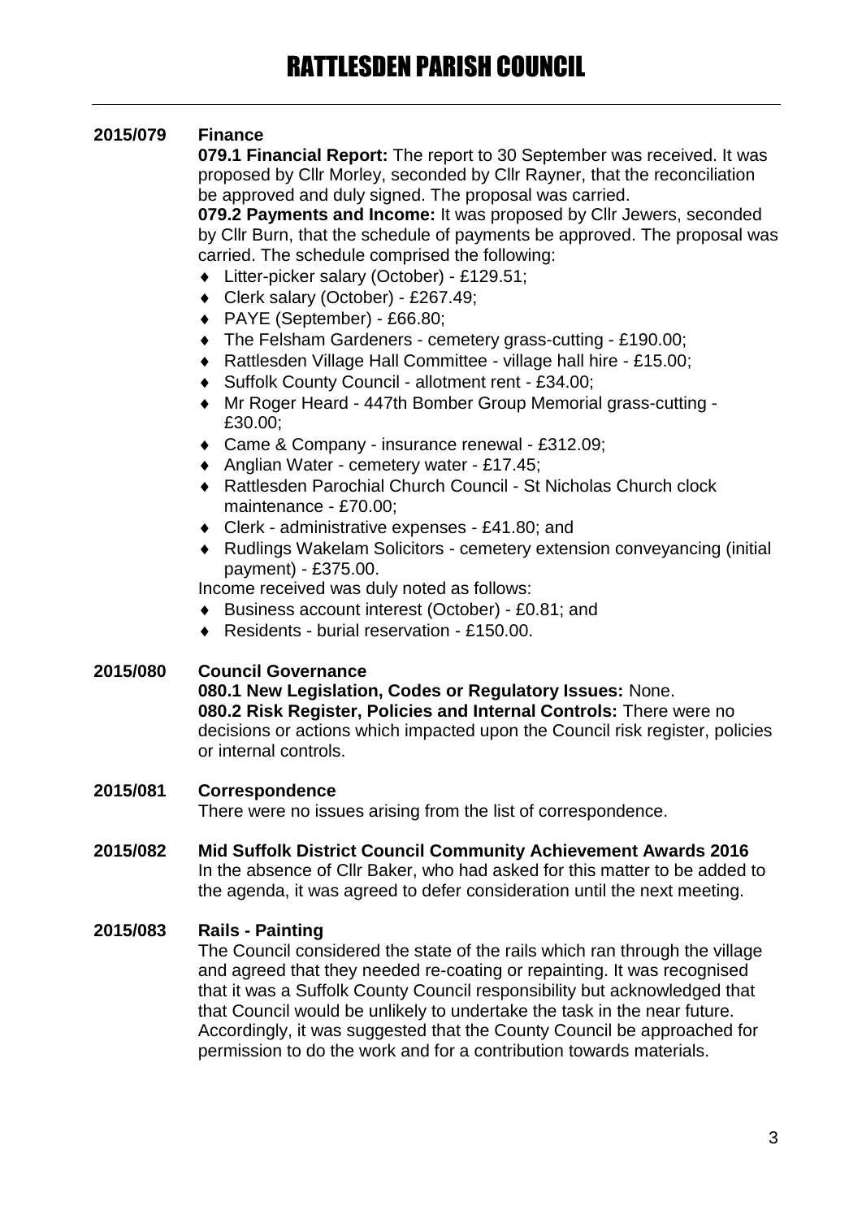## 2015/079 Finance

**079.1 Financial Report:** The report to 30 September was received. It was proposed by Cllr Morley, seconded by Cllr Rayner, that the reconciliation be approved and duly signed. The proposal was carried.

**079.2 Payments and Income:** It was proposed by Cllr Jewers, seconded by Cllr Burn, that the schedule of payments be approved. The proposal was carried. The schedule comprised the following:

- Litter-picker salary (October) - £129.51;
- Clerk salary (October) - £267.49;
- PAYE (September) - £66.80;
- The Felsham Gardeners - cemetery grass-cutting - £190.00;
- Rattlesden Village Hall Committee - village hall hire - £15.00;
- Suffolk County Council - allotment rent - £34.00;
- Mr Roger Heard - 447th Bomber Group Memorial grass-cutting - £30.00;
- Came & Company - insurance renewal - £312.09;
- Anglian Water - cemetery water - £17.45;
- Rattlesden Parochial Church Council - St Nicholas Church clock maintenance - £70.00;
- Clerk - administrative expenses - £41.80; and
- Rudlings Wakelam Solicitors - cemetery extension conveyancing (initial payment) - £375.00.

Income received was duly noted as follows:

- Business account interest (October) - £0.81; and
- Residents - burial reservation - £150.00.

## 2015/080 Council Governance

**080.1 New Legislation, Codes or Regulatory Issues:** None.

**080.2 Risk Register, Policies and Internal Controls:** There were no decisions or actions which impacted upon the Council risk register, policies or internal controls.

## 2015/081 Correspondence

There were no issues arising from the list of correspondence.

## 2015/082 Mid Suffolk District Council Community Achievement Awards 2016

In the absence of Cllr Baker, who had asked for this matter to be added to the agenda, it was agreed to defer consideration until the next meeting.

## 2015/083 Rails - Painting

The Council considered the state of the rails which ran through the village and agreed that they needed re-coating or repainting. It was recognised that it was a Suffolk County Council responsibility but acknowledged that that Council would be unlikely to undertake the task in the near future. Accordingly, it was suggested that the County Council be approached for permission to do the work and for a contribution towards materials.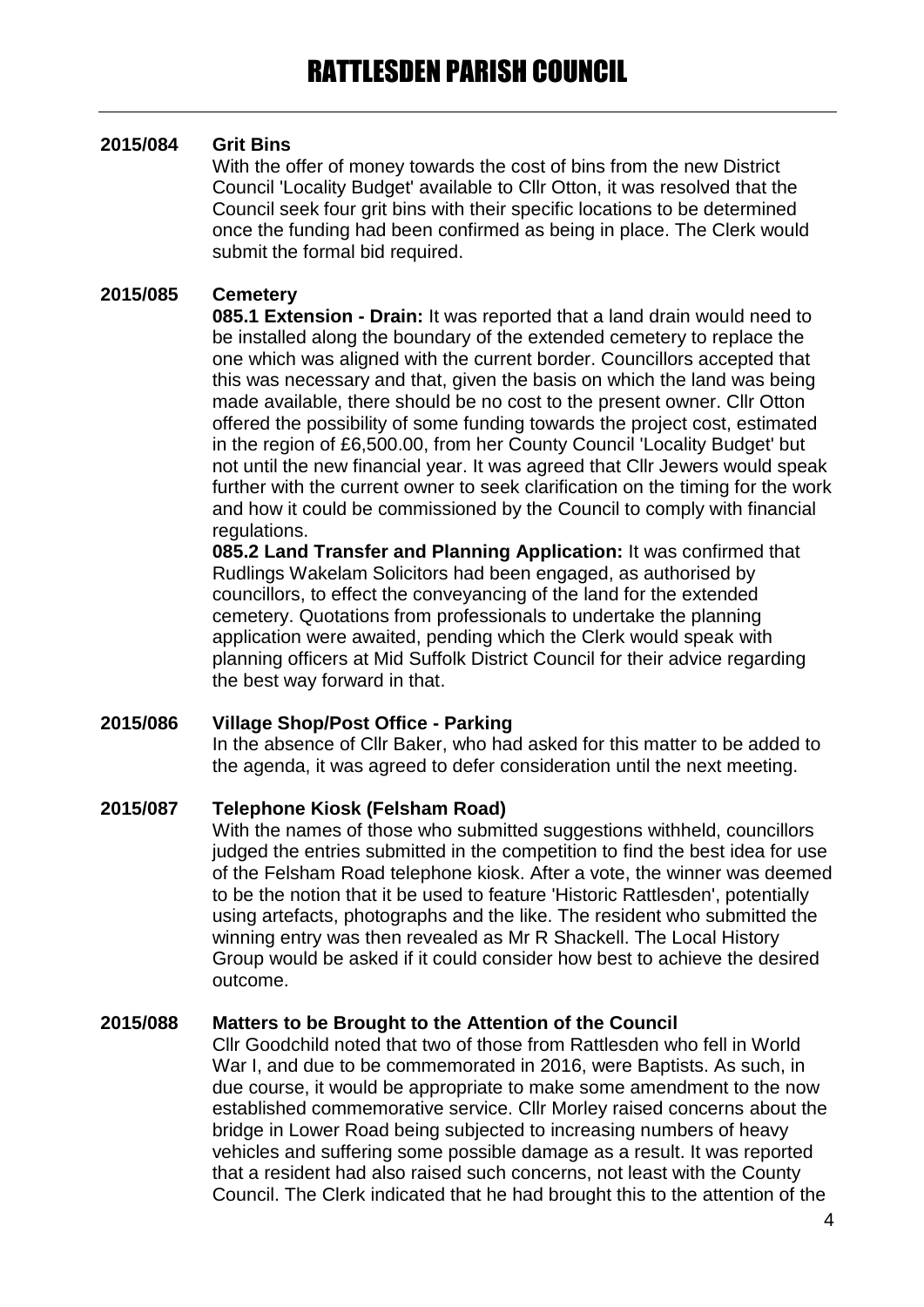**2015/084 Grit Bins**

With the offer of money towards the cost of bins from the new District Council 'Locality Budget' available to Cllr Otton, it was resolved that the Council seek four grit bins with their specific locations to be determined once the funding had been confirmed as being in place. The Clerk would submit the formal bid required.

**2015/085 Cemetery**

**085.1 Extension - Drain:** It was reported that a land drain would need to be installed along the boundary of the extended cemetery to replace the one which was aligned with the current border. Councillors accepted that this was necessary and that, given the basis on which the land was being made available, there should be no cost to the present owner. Cllr Otton offered the possibility of some funding towards the project cost, estimated in the region of £6,500.00, from her County Council 'Locality Budget' but not until the new financial year. It was agreed that Cllr Jewers would speak further with the current owner to seek clarification on the timing for the work and how it could be commissioned by the Council to comply with financial regulations.

**085.2 Land Transfer and Planning Application:** It was confirmed that Rudlings Wakelam Solicitors had been engaged, as authorised by councillors, to effect the conveyancing of the land for the extended cemetery. Quotations from professionals to undertake the planning application were awaited, pending which the Clerk would speak with planning officers at Mid Suffolk District Council for their advice regarding the best way forward in that.

**2015/086 Village Shop/Post Office - Parking**

In the absence of Cllr Baker, who had asked for this matter to be added to the agenda, it was agreed to defer consideration until the next meeting.

**2015/087 Telephone Kiosk (Felsham Road)**

With the names of those who submitted suggestions withheld, councillors judged the entries submitted in the competition to find the best idea for use of the Felsham Road telephone kiosk. After a vote, the winner was deemed to be the notion that it be used to feature 'Historic Rattlesden', potentially using artefacts, photographs and the like. The resident who submitted the winning entry was then revealed as Mr R Shackell. The Local History Group would be asked if it could consider how best to achieve the desired outcome.

**2015/088 Matters to be Brought to the Attention of the Council**

Cllr Goodchild noted that two of those from Rattlesden who fell in World War I, and due to be commemorated in 2016, were Baptists. As such, in due course, it would be appropriate to make some amendment to the now established commemorative service. Cllr Morley raised concerns about the bridge in Lower Road being subjected to increasing numbers of heavy vehicles and suffering some possible damage as a result. It was reported that a resident had also raised such concerns, not least with the County Council. The Clerk indicated that he had brought this to the attention of the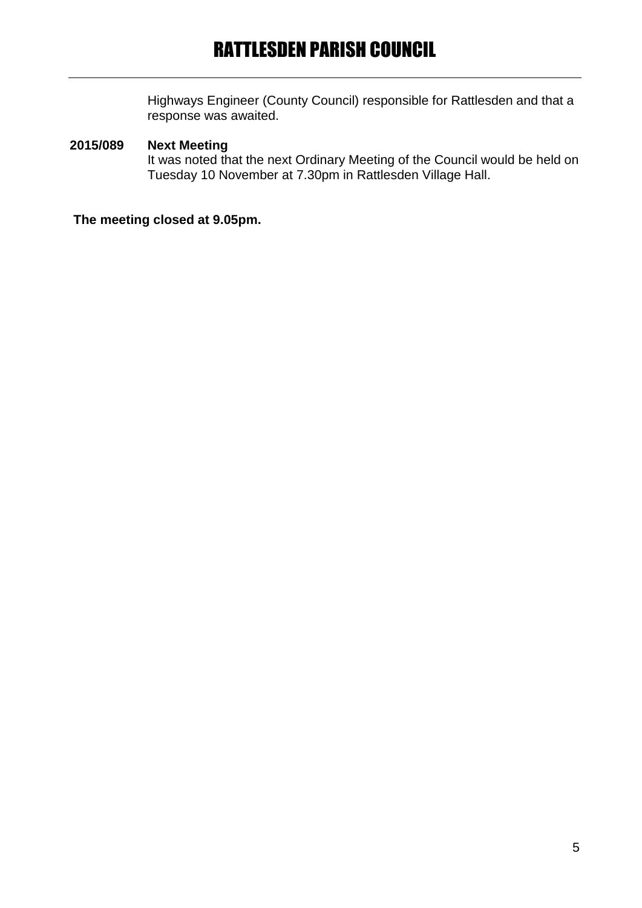Highways Engineer (County Council) responsible for Rattlesden and that a response was awaited.

**2015/089 Next Meeting**

It was noted that the next Ordinary Meeting of the Council would be held on Tuesday 10 November at 7.30pm in Rattlesden Village Hall.

**The meeting closed at 9.05pm.**